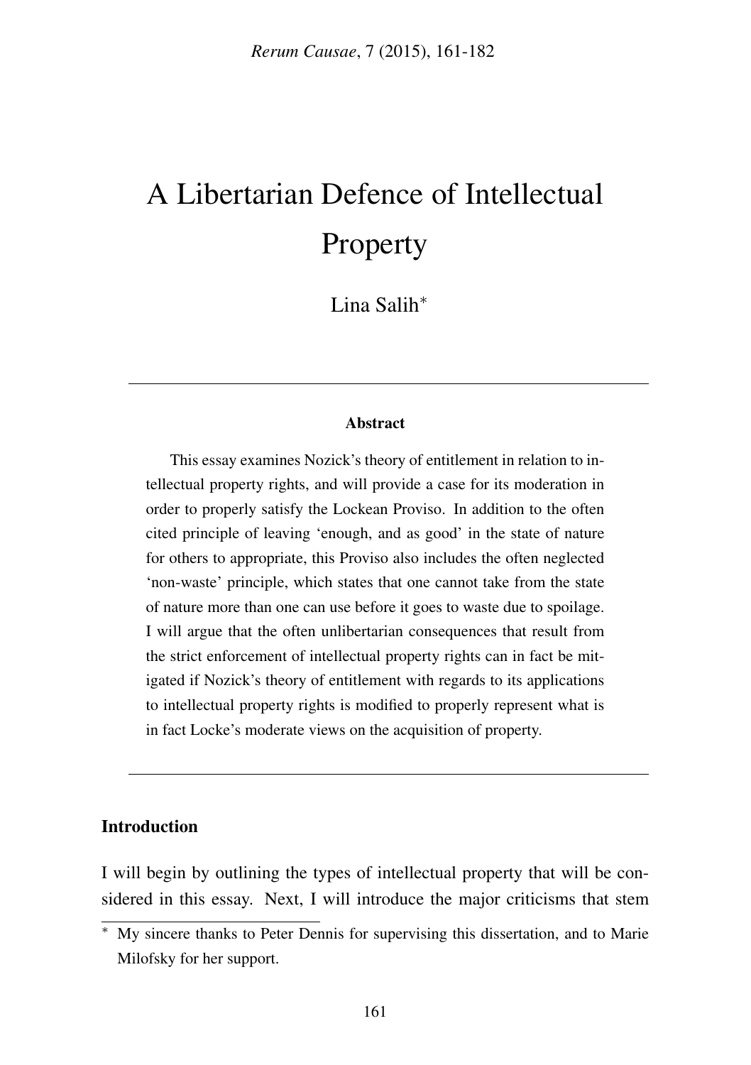# A Libertarian Defence of Intellectual Property

Lina Salih[*]

---

**Abstract**

This essay examines Nozick's theory of entitlement in relation to intellectual property rights, and will provide a case for its moderation in order to properly satisfy the Lockean Proviso. In addition to the often cited principle of leaving 'enough, and as good' in the state of nature for others to appropriate, this Proviso also includes the often neglected 'non-waste' principle, which states that one cannot take from the state of nature more than one can use before it goes to waste due to spoilage. I will argue that the often unlibertarian consequences that result from the strict enforcement of intellectual property rights can in fact be mitigated if Nozick's theory of entitlement with regards to its applications to intellectual property rights is modified to properly represent what is in fact Locke's moderate views on the acquisition of property.

---

## Introduction

I will begin by outlining the types of intellectual property that will be considered in this essay. Next, I will introduce the major criticisms that stem

[*] My sincere thanks to Peter Dennis for supervising this dissertation, and to Marie Milofsky for her support.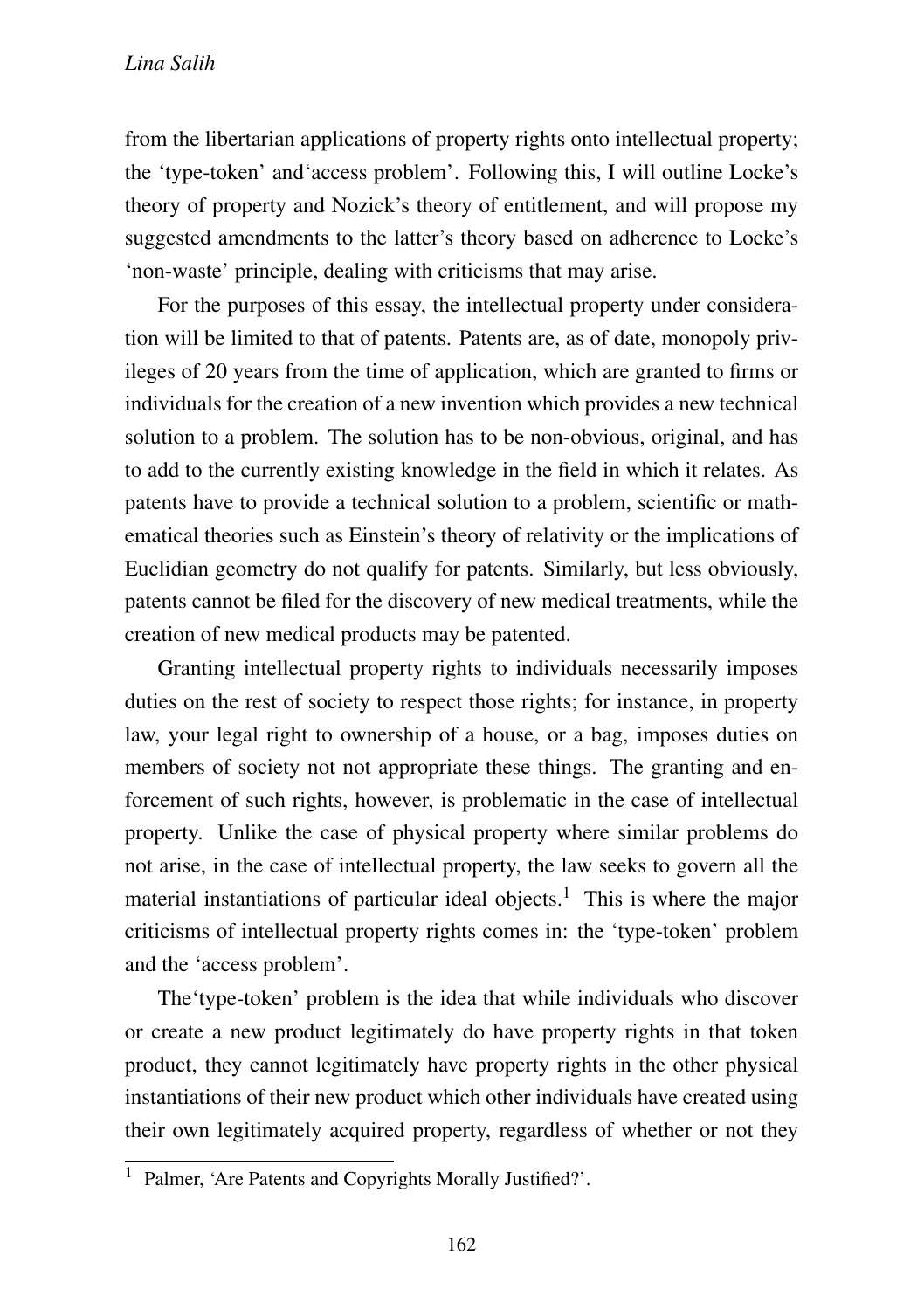from the libertarian applications of property rights onto intellectual property; the 'type-token' and'access problem'. Following this, I will outline Locke's theory of property and Nozick's theory of entitlement, and will propose my suggested amendments to the latter's theory based on adherence to Locke's 'non-waste' principle, dealing with criticisms that may arise.

For the purposes of this essay, the intellectual property under consideration will be limited to that of patents. Patents are, as of date, monopoly privileges of 20 years from the time of application, which are granted to firms or individuals for the creation of a new invention which provides a new technical solution to a problem. The solution has to be non-obvious, original, and has to add to the currently existing knowledge in the field in which it relates. As patents have to provide a technical solution to a problem, scientific or mathematical theories such as Einstein's theory of relativity or the implications of Euclidian geometry do not qualify for patents. Similarly, but less obviously, patents cannot be filed for the discovery of new medical treatments, while the creation of new medical products may be patented.

Granting intellectual property rights to individuals necessarily imposes duties on the rest of society to respect those rights; for instance, in property law, your legal right to ownership of a house, or a bag, imposes duties on members of society not not appropriate these things. The granting and enforcement of such rights, however, is problematic in the case of intellectual property. Unlike the case of physical property where similar problems do not arise, in the case of intellectual property, the law seeks to govern all the material instantiations of particular ideal objects.[1] This is where the major criticisms of intellectual property rights comes in: the 'type-token' problem and the 'access problem'.

The'type-token' problem is the idea that while individuals who discover or create a new product legitimately do have property rights in that token product, they cannot legitimately have property rights in the other physical instantiations of their new product which other individuals have created using their own legitimately acquired property, regardless of whether or not they

[1] Palmer, 'Are Patents and Copyrights Morally Justified?'.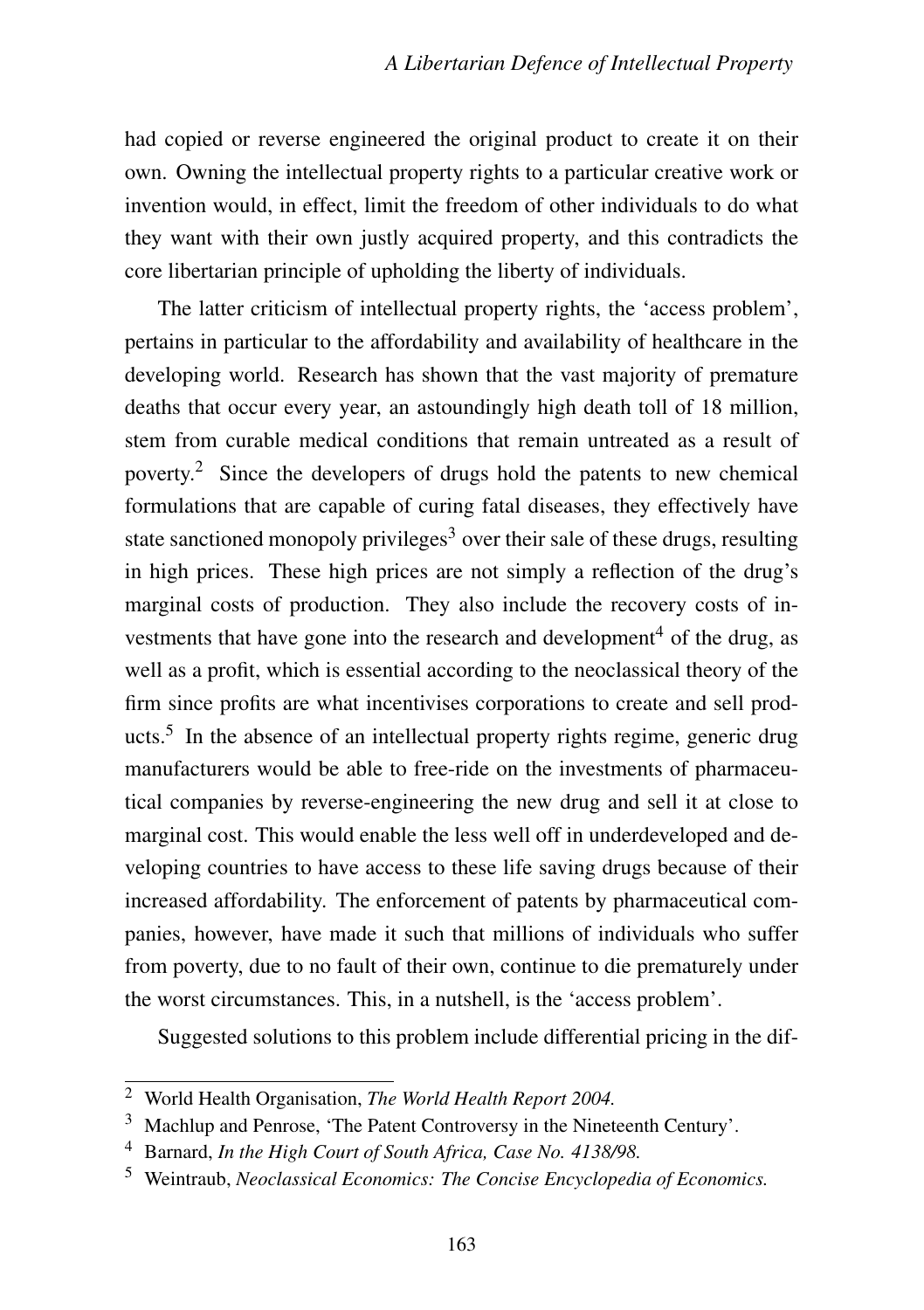had copied or reverse engineered the original product to create it on their own. Owning the intellectual property rights to a particular creative work or invention would, in effect, limit the freedom of other individuals to do what they want with their own justly acquired property, and this contradicts the core libertarian principle of upholding the liberty of individuals.

The latter criticism of intellectual property rights, the 'access problem', pertains in particular to the affordability and availability of healthcare in the developing world. Research has shown that the vast majority of premature deaths that occur every year, an astoundingly high death toll of 18 million, stem from curable medical conditions that remain untreated as a result of poverty.[2] Since the developers of drugs hold the patents to new chemical formulations that are capable of curing fatal diseases, they effectively have state sanctioned monopoly privileges[3] over their sale of these drugs, resulting in high prices. These high prices are not simply a reflection of the drug's marginal costs of production. They also include the recovery costs of investments that have gone into the research and development[4] of the drug, as well as a profit, which is essential according to the neoclassical theory of the firm since profits are what incentivises corporations to create and sell products.[5] In the absence of an intellectual property rights regime, generic drug manufacturers would be able to free-ride on the investments of pharmaceutical companies by reverse-engineering the new drug and sell it at close to marginal cost. This would enable the less well off in underdeveloped and developing countries to have access to these life saving drugs because of their increased affordability. The enforcement of patents by pharmaceutical companies, however, have made it such that millions of individuals who suffer from poverty, due to no fault of their own, continue to die prematurely under the worst circumstances. This, in a nutshell, is the 'access problem'.

Suggested solutions to this problem include differential pricing in the dif-

---

[2] World Health Organisation, *The World Health Report 2004.*

[3] Machlup and Penrose, 'The Patent Controversy in the Nineteenth Century'.

[4] Barnard, *In the High Court of South Africa, Case No. 4138/98.*

[5] Weintraub, *Neoclassical Economics: The Concise Encyclopedia of Economics.*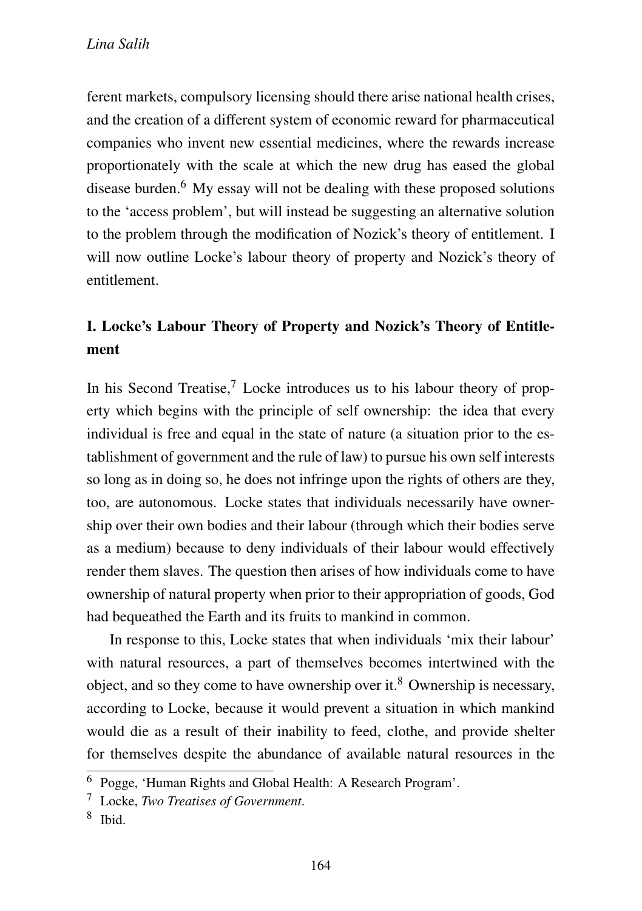ferent markets, compulsory licensing should there arise national health crises, and the creation of a different system of economic reward for pharmaceutical companies who invent new essential medicines, where the rewards increase proportionately with the scale at which the new drug has eased the global disease burden.[6] My essay will not be dealing with these proposed solutions to the 'access problem', but will instead be suggesting an alternative solution to the problem through the modification of Nozick's theory of entitlement. I will now outline Locke's labour theory of property and Nozick's theory of entitlement.

## I. Locke's Labour Theory of Property and Nozick's Theory of Entitlement

In his Second Treatise,[7] Locke introduces us to his labour theory of property which begins with the principle of self ownership: the idea that every individual is free and equal in the state of nature (a situation prior to the establishment of government and the rule of law) to pursue his own self interests so long as in doing so, he does not infringe upon the rights of others are they, too, are autonomous. Locke states that individuals necessarily have ownership over their own bodies and their labour (through which their bodies serve as a medium) because to deny individuals of their labour would effectively render them slaves. The question then arises of how individuals come to have ownership of natural property when prior to their appropriation of goods, God had bequeathed the Earth and its fruits to mankind in common.

In response to this, Locke states that when individuals 'mix their labour' with natural resources, a part of themselves becomes intertwined with the object, and so they come to have ownership over it.[8] Ownership is necessary, according to Locke, because it would prevent a situation in which mankind would die as a result of their inability to feed, clothe, and provide shelter for themselves despite the abundance of available natural resources in the

---

[6] Pogge, 'Human Rights and Global Health: A Research Program'.

[7] Locke, *Two Treatises of Government*.

[8] Ibid.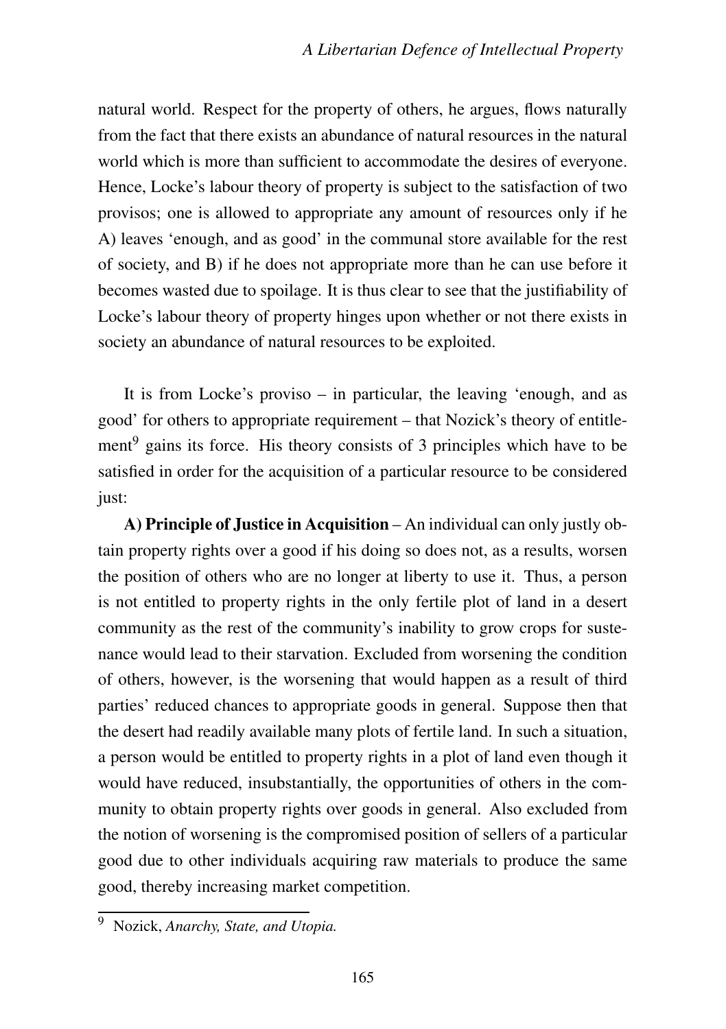natural world. Respect for the property of others, he argues, flows naturally from the fact that there exists an abundance of natural resources in the natural world which is more than sufficient to accommodate the desires of everyone. Hence, Locke's labour theory of property is subject to the satisfaction of two provisos; one is allowed to appropriate any amount of resources only if he A) leaves 'enough, and as good' in the communal store available for the rest of society, and B) if he does not appropriate more than he can use before it becomes wasted due to spoilage. It is thus clear to see that the justifiability of Locke's labour theory of property hinges upon whether or not there exists in society an abundance of natural resources to be exploited.

It is from Locke's proviso – in particular, the leaving 'enough, and as good' for others to appropriate requirement – that Nozick's theory of entitlement[9] gains its force. His theory consists of 3 principles which have to be satisfied in order for the acquisition of a particular resource to be considered just:

**A) Principle of Justice in Acquisition** – An individual can only justly obtain property rights over a good if his doing so does not, as a results, worsen the position of others who are no longer at liberty to use it. Thus, a person is not entitled to property rights in the only fertile plot of land in a desert community as the rest of the community's inability to grow crops for sustenance would lead to their starvation. Excluded from worsening the condition of others, however, is the worsening that would happen as a result of third parties' reduced chances to appropriate goods in general. Suppose then that the desert had readily available many plots of fertile land. In such a situation, a person would be entitled to property rights in a plot of land even though it would have reduced, insubstantially, the opportunities of others in the community to obtain property rights over goods in general. Also excluded from the notion of worsening is the compromised position of sellers of a particular good due to other individuals acquiring raw materials to produce the same good, thereby increasing market competition.

---

[9] Nozick, *Anarchy, State, and Utopia.*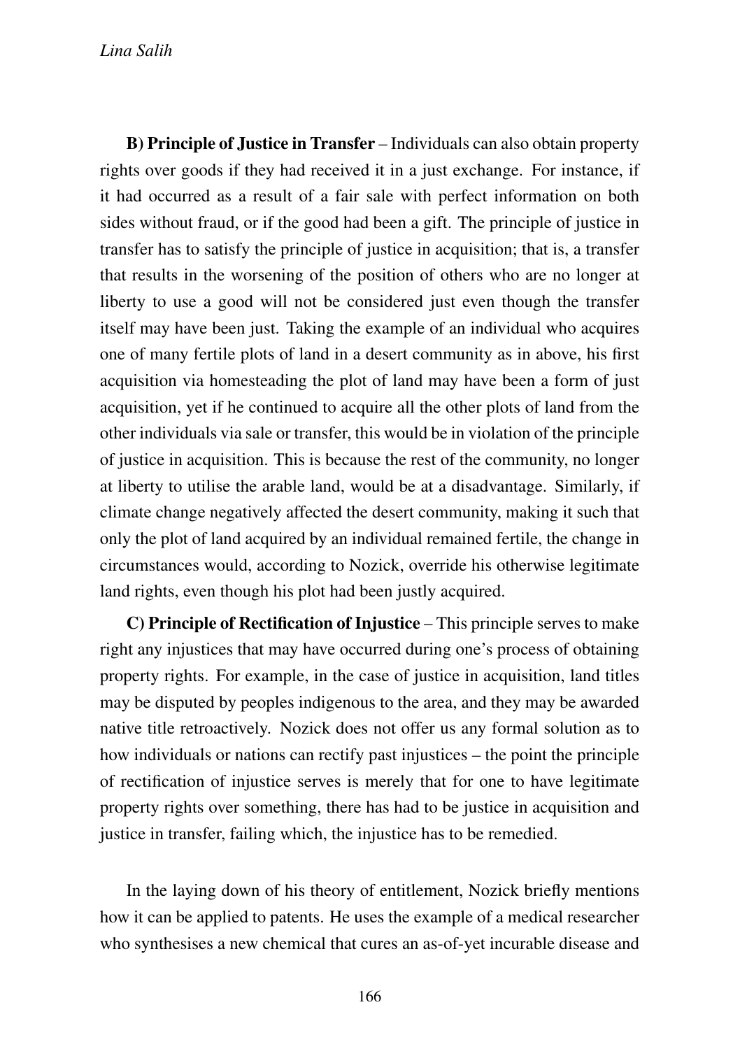**B) Principle of Justice in Transfer** – Individuals can also obtain property rights over goods if they had received it in a just exchange. For instance, if it had occurred as a result of a fair sale with perfect information on both sides without fraud, or if the good had been a gift. The principle of justice in transfer has to satisfy the principle of justice in acquisition; that is, a transfer that results in the worsening of the position of others who are no longer at liberty to use a good will not be considered just even though the transfer itself may have been just. Taking the example of an individual who acquires one of many fertile plots of land in a desert community as in above, his first acquisition via homesteading the plot of land may have been a form of just acquisition, yet if he continued to acquire all the other plots of land from the other individuals via sale or transfer, this would be in violation of the principle of justice in acquisition. This is because the rest of the community, no longer at liberty to utilise the arable land, would be at a disadvantage. Similarly, if climate change negatively affected the desert community, making it such that only the plot of land acquired by an individual remained fertile, the change in circumstances would, according to Nozick, override his otherwise legitimate land rights, even though his plot had been justly acquired.

**C) Principle of Rectification of Injustice** – This principle serves to make right any injustices that may have occurred during one's process of obtaining property rights. For example, in the case of justice in acquisition, land titles may be disputed by peoples indigenous to the area, and they may be awarded native title retroactively. Nozick does not offer us any formal solution as to how individuals or nations can rectify past injustices – the point the principle of rectification of injustice serves is merely that for one to have legitimate property rights over something, there has had to be justice in acquisition and justice in transfer, failing which, the injustice has to be remedied.

In the laying down of his theory of entitlement, Nozick briefly mentions how it can be applied to patents. He uses the example of a medical researcher who synthesises a new chemical that cures an as-of-yet incurable disease and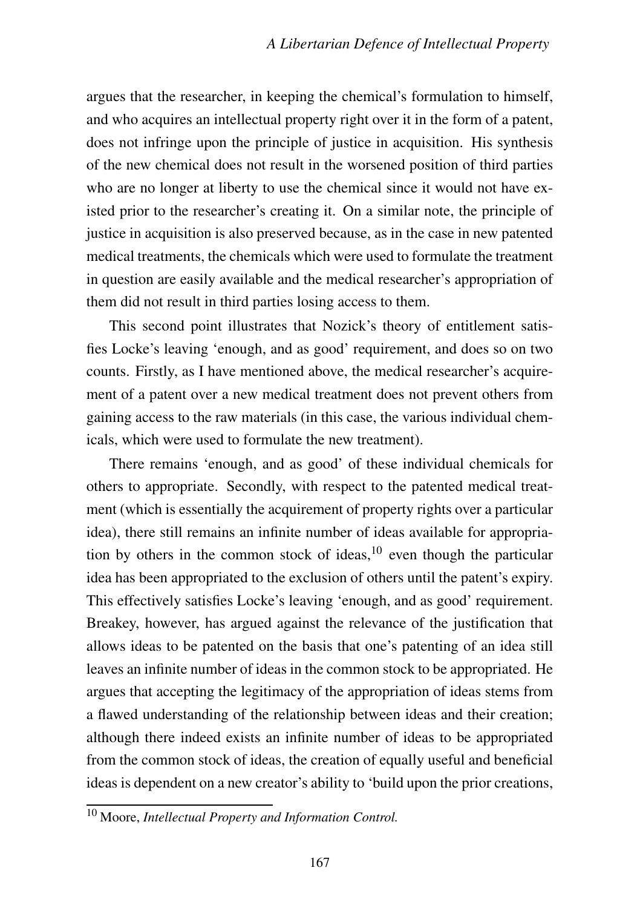argues that the researcher, in keeping the chemical's formulation to himself, and who acquires an intellectual property right over it in the form of a patent, does not infringe upon the principle of justice in acquisition. His synthesis of the new chemical does not result in the worsened position of third parties who are no longer at liberty to use the chemical since it would not have existed prior to the researcher's creating it. On a similar note, the principle of justice in acquisition is also preserved because, as in the case in new patented medical treatments, the chemicals which were used to formulate the treatment in question are easily available and the medical researcher's appropriation of them did not result in third parties losing access to them.

This second point illustrates that Nozick's theory of entitlement satisfies Locke's leaving 'enough, and as good' requirement, and does so on two counts. Firstly, as I have mentioned above, the medical researcher's acquirement of a patent over a new medical treatment does not prevent others from gaining access to the raw materials (in this case, the various individual chemicals, which were used to formulate the new treatment).

There remains 'enough, and as good' of these individual chemicals for others to appropriate. Secondly, with respect to the patented medical treatment (which is essentially the acquirement of property rights over a particular idea), there still remains an infinite number of ideas available for appropriation by others in the common stock of ideas,[10] even though the particular idea has been appropriated to the exclusion of others until the patent's expiry. This effectively satisfies Locke's leaving 'enough, and as good' requirement. Breakey, however, has argued against the relevance of the justification that allows ideas to be patented on the basis that one's patenting of an idea still leaves an infinite number of ideas in the common stock to be appropriated. He argues that accepting the legitimacy of the appropriation of ideas stems from a flawed understanding of the relationship between ideas and their creation; although there indeed exists an infinite number of ideas to be appropriated from the common stock of ideas, the creation of equally useful and beneficial ideas is dependent on a new creator's ability to 'build upon the prior creations,

[10] Moore, *Intellectual Property and Information Control.*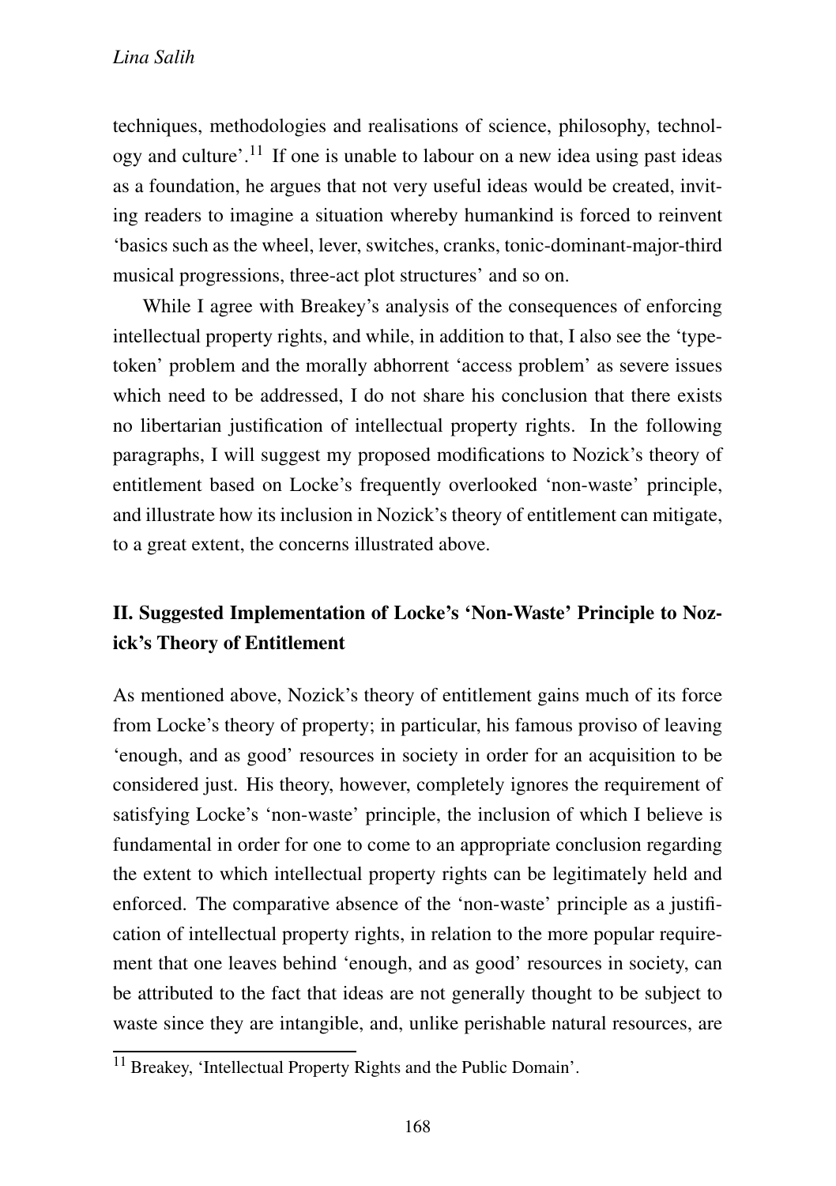techniques, methodologies and realisations of science, philosophy, technology and culture'.[11] If one is unable to labour on a new idea using past ideas as a foundation, he argues that not very useful ideas would be created, inviting readers to imagine a situation whereby humankind is forced to reinvent 'basics such as the wheel, lever, switches, cranks, tonic-dominant-major-third musical progressions, three-act plot structures' and so on.

While I agree with Breakey's analysis of the consequences of enforcing intellectual property rights, and while, in addition to that, I also see the 'type-token' problem and the morally abhorrent 'access problem' as severe issues which need to be addressed, I do not share his conclusion that there exists no libertarian justification of intellectual property rights. In the following paragraphs, I will suggest my proposed modifications to Nozick's theory of entitlement based on Locke's frequently overlooked 'non-waste' principle, and illustrate how its inclusion in Nozick's theory of entitlement can mitigate, to a great extent, the concerns illustrated above.

## II. Suggested Implementation of Locke's 'Non-Waste' Principle to Nozick's Theory of Entitlement

As mentioned above, Nozick's theory of entitlement gains much of its force from Locke's theory of property; in particular, his famous proviso of leaving 'enough, and as good' resources in society in order for an acquisition to be considered just. His theory, however, completely ignores the requirement of satisfying Locke's 'non-waste' principle, the inclusion of which I believe is fundamental in order for one to come to an appropriate conclusion regarding the extent to which intellectual property rights can be legitimately held and enforced. The comparative absence of the 'non-waste' principle as a justification of intellectual property rights, in relation to the more popular requirement that one leaves behind 'enough, and as good' resources in society, can be attributed to the fact that ideas are not generally thought to be subject to waste since they are intangible, and, unlike perishable natural resources, are

[11] Breakey, 'Intellectual Property Rights and the Public Domain'.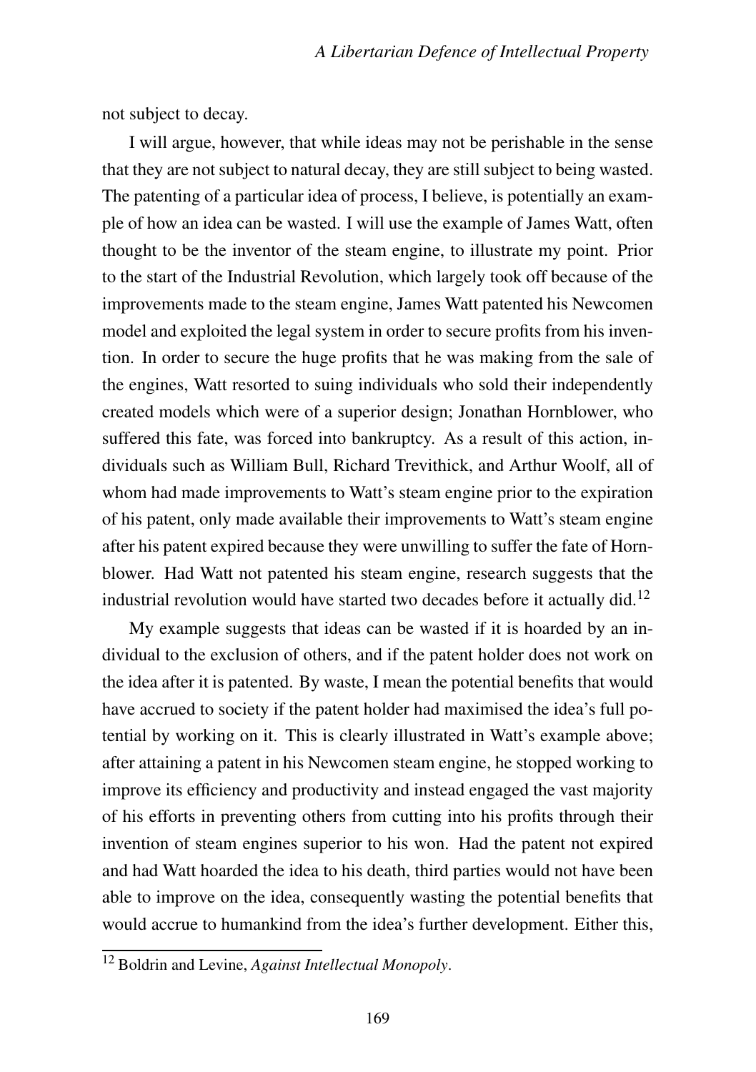not subject to decay.

I will argue, however, that while ideas may not be perishable in the sense that they are not subject to natural decay, they are still subject to being wasted. The patenting of a particular idea of process, I believe, is potentially an example of how an idea can be wasted. I will use the example of James Watt, often thought to be the inventor of the steam engine, to illustrate my point. Prior to the start of the Industrial Revolution, which largely took off because of the improvements made to the steam engine, James Watt patented his Newcomen model and exploited the legal system in order to secure profits from his invention. In order to secure the huge profits that he was making from the sale of the engines, Watt resorted to suing individuals who sold their independently created models which were of a superior design; Jonathan Hornblower, who suffered this fate, was forced into bankruptcy. As a result of this action, individuals such as William Bull, Richard Trevithick, and Arthur Woolf, all of whom had made improvements to Watt's steam engine prior to the expiration of his patent, only made available their improvements to Watt's steam engine after his patent expired because they were unwilling to suffer the fate of Hornblower. Had Watt not patented his steam engine, research suggests that the industrial revolution would have started two decades before it actually did.[12]

My example suggests that ideas can be wasted if it is hoarded by an individual to the exclusion of others, and if the patent holder does not work on the idea after it is patented. By waste, I mean the potential benefits that would have accrued to society if the patent holder had maximised the idea's full potential by working on it. This is clearly illustrated in Watt's example above; after attaining a patent in his Newcomen steam engine, he stopped working to improve its efficiency and productivity and instead engaged the vast majority of his efforts in preventing others from cutting into his profits through their invention of steam engines superior to his won. Had the patent not expired and had Watt hoarded the idea to his death, third parties would not have been able to improve on the idea, consequently wasting the potential benefits that would accrue to humankind from the idea's further development. Either this,

[12] Boldrin and Levine, *Against Intellectual Monopoly*.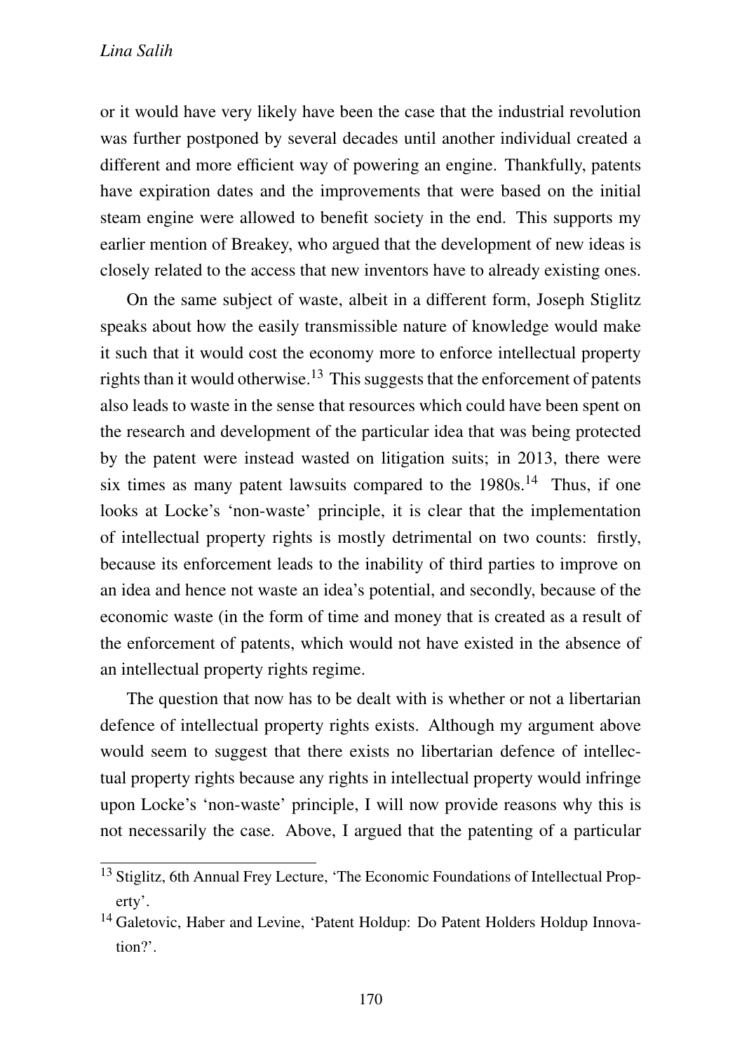or it would have very likely have been the case that the industrial revolution was further postponed by several decades until another individual created a different and more efficient way of powering an engine. Thankfully, patents have expiration dates and the improvements that were based on the initial steam engine were allowed to benefit society in the end. This supports my earlier mention of Breakey, who argued that the development of new ideas is closely related to the access that new inventors have to already existing ones.

On the same subject of waste, albeit in a different form, Joseph Stiglitz speaks about how the easily transmissible nature of knowledge would make it such that it would cost the economy more to enforce intellectual property rights than it would otherwise.[13] This suggests that the enforcement of patents also leads to waste in the sense that resources which could have been spent on the research and development of the particular idea that was being protected by the patent were instead wasted on litigation suits; in 2013, there were six times as many patent lawsuits compared to the 1980s.[14] Thus, if one looks at Locke's 'non-waste' principle, it is clear that the implementation of intellectual property rights is mostly detrimental on two counts: firstly, because its enforcement leads to the inability of third parties to improve on an idea and hence not waste an idea's potential, and secondly, because of the economic waste (in the form of time and money that is created as a result of the enforcement of patents, which would not have existed in the absence of an intellectual property rights regime.

The question that now has to be dealt with is whether or not a libertarian defence of intellectual property rights exists. Although my argument above would seem to suggest that there exists no libertarian defence of intellectual property rights because any rights in intellectual property would infringe upon Locke's 'non-waste' principle, I will now provide reasons why this is not necessarily the case. Above, I argued that the patenting of a particular

[13] Stiglitz, 6th Annual Frey Lecture, 'The Economic Foundations of Intellectual Property'.

[14] Galetovic, Haber and Levine, 'Patent Holdup: Do Patent Holders Holdup Innovation?'.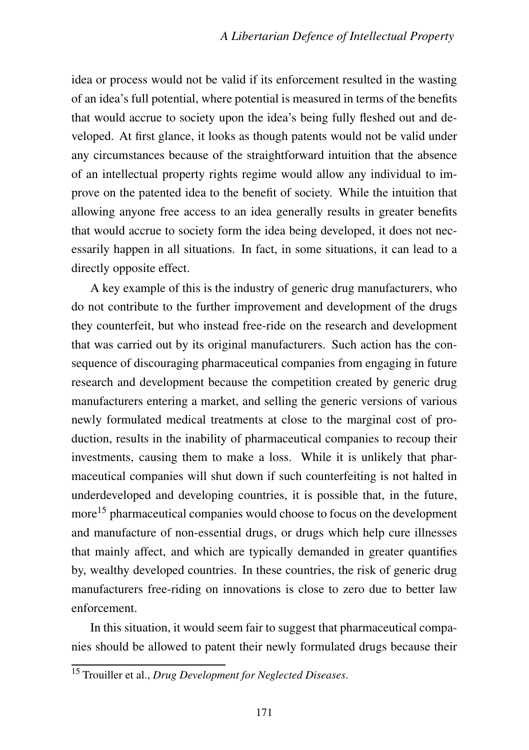idea or process would not be valid if its enforcement resulted in the wasting of an idea's full potential, where potential is measured in terms of the benefits that would accrue to society upon the idea's being fully fleshed out and developed. At first glance, it looks as though patents would not be valid under any circumstances because of the straightforward intuition that the absence of an intellectual property rights regime would allow any individual to improve on the patented idea to the benefit of society. While the intuition that allowing anyone free access to an idea generally results in greater benefits that would accrue to society form the idea being developed, it does not necessarily happen in all situations. In fact, in some situations, it can lead to a directly opposite effect.

A key example of this is the industry of generic drug manufacturers, who do not contribute to the further improvement and development of the drugs they counterfeit, but who instead free-ride on the research and development that was carried out by its original manufacturers. Such action has the consequence of discouraging pharmaceutical companies from engaging in future research and development because the competition created by generic drug manufacturers entering a market, and selling the generic versions of various newly formulated medical treatments at close to the marginal cost of production, results in the inability of pharmaceutical companies to recoup their investments, causing them to make a loss. While it is unlikely that pharmaceutical companies will shut down if such counterfeiting is not halted in underdeveloped and developing countries, it is possible that, in the future, more[15] pharmaceutical companies would choose to focus on the development and manufacture of non-essential drugs, or drugs which help cure illnesses that mainly affect, and which are typically demanded in greater quantifies by, wealthy developed countries. In these countries, the risk of generic drug manufacturers free-riding on innovations is close to zero due to better law enforcement.

In this situation, it would seem fair to suggest that pharmaceutical companies should be allowed to patent their newly formulated drugs because their

[15] Trouiller et al., *Drug Development for Neglected Diseases*.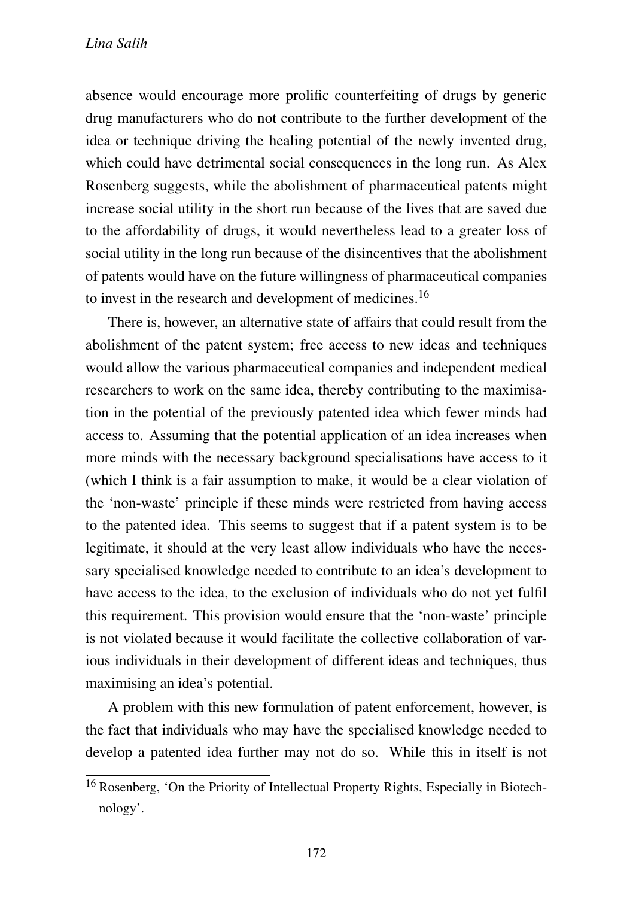absence would encourage more prolific counterfeiting of drugs by generic drug manufacturers who do not contribute to the further development of the idea or technique driving the healing potential of the newly invented drug, which could have detrimental social consequences in the long run. As Alex Rosenberg suggests, while the abolishment of pharmaceutical patents might increase social utility in the short run because of the lives that are saved due to the affordability of drugs, it would nevertheless lead to a greater loss of social utility in the long run because of the disincentives that the abolishment of patents would have on the future willingness of pharmaceutical companies to invest in the research and development of medicines.[16]

There is, however, an alternative state of affairs that could result from the abolishment of the patent system; free access to new ideas and techniques would allow the various pharmaceutical companies and independent medical researchers to work on the same idea, thereby contributing to the maximisation in the potential of the previously patented idea which fewer minds had access to. Assuming that the potential application of an idea increases when more minds with the necessary background specialisations have access to it (which I think is a fair assumption to make, it would be a clear violation of the 'non-waste' principle if these minds were restricted from having access to the patented idea. This seems to suggest that if a patent system is to be legitimate, it should at the very least allow individuals who have the necessary specialised knowledge needed to contribute to an idea's development to have access to the idea, to the exclusion of individuals who do not yet fulfil this requirement. This provision would ensure that the 'non-waste' principle is not violated because it would facilitate the collective collaboration of various individuals in their development of different ideas and techniques, thus maximising an idea's potential.

A problem with this new formulation of patent enforcement, however, is the fact that individuals who may have the specialised knowledge needed to develop a patented idea further may not do so. While this in itself is not

[16] Rosenberg, 'On the Priority of Intellectual Property Rights, Especially in Biotechnology'.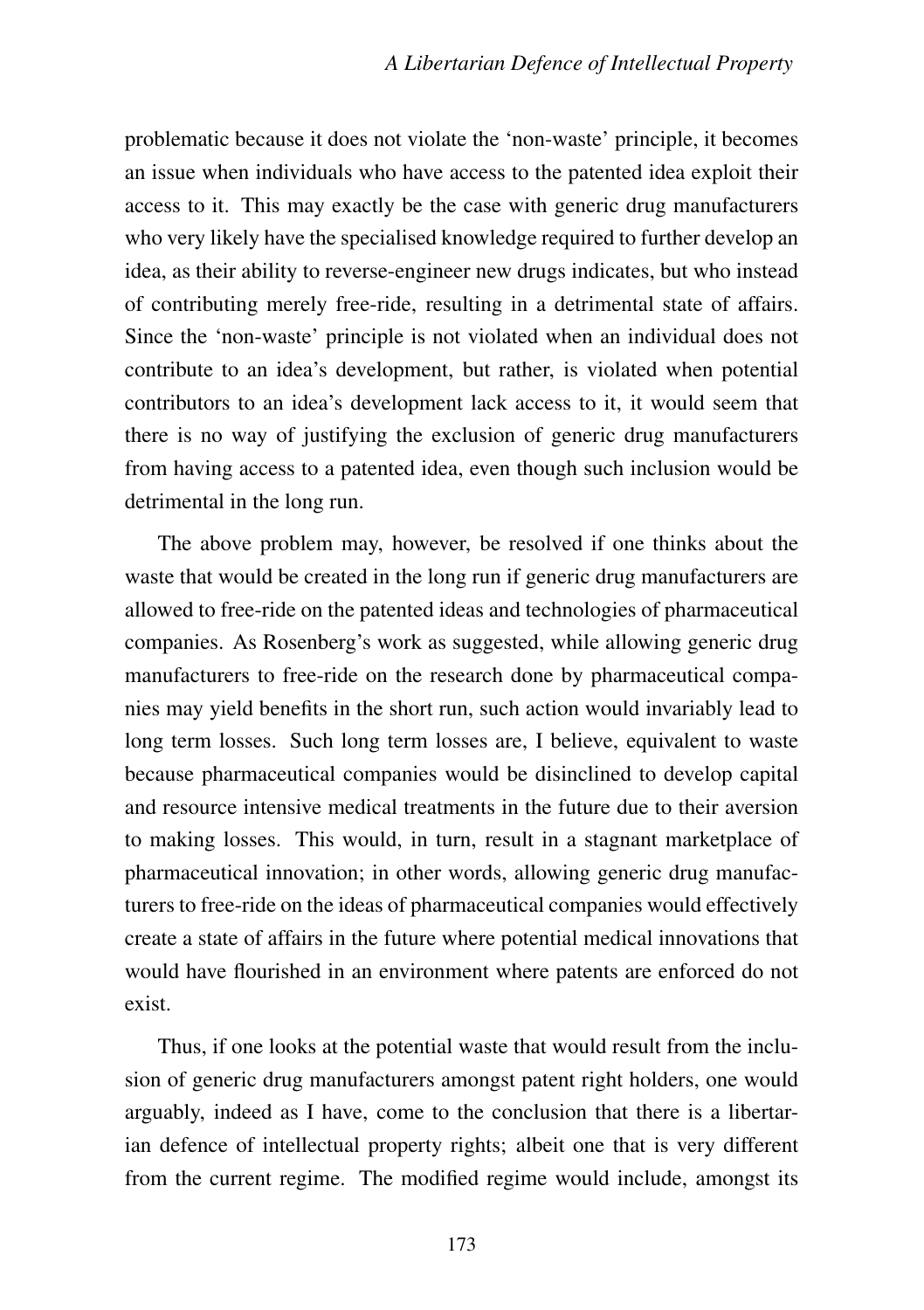problematic because it does not violate the 'non-waste' principle, it becomes an issue when individuals who have access to the patented idea exploit their access to it. This may exactly be the case with generic drug manufacturers who very likely have the specialised knowledge required to further develop an idea, as their ability to reverse-engineer new drugs indicates, but who instead of contributing merely free-ride, resulting in a detrimental state of affairs. Since the 'non-waste' principle is not violated when an individual does not contribute to an idea's development, but rather, is violated when potential contributors to an idea's development lack access to it, it would seem that there is no way of justifying the exclusion of generic drug manufacturers from having access to a patented idea, even though such inclusion would be detrimental in the long run.

The above problem may, however, be resolved if one thinks about the waste that would be created in the long run if generic drug manufacturers are allowed to free-ride on the patented ideas and technologies of pharmaceutical companies. As Rosenberg's work as suggested, while allowing generic drug manufacturers to free-ride on the research done by pharmaceutical companies may yield benefits in the short run, such action would invariably lead to long term losses. Such long term losses are, I believe, equivalent to waste because pharmaceutical companies would be disinclined to develop capital and resource intensive medical treatments in the future due to their aversion to making losses. This would, in turn, result in a stagnant marketplace of pharmaceutical innovation; in other words, allowing generic drug manufacturers to free-ride on the ideas of pharmaceutical companies would effectively create a state of affairs in the future where potential medical innovations that would have flourished in an environment where patents are enforced do not exist.

Thus, if one looks at the potential waste that would result from the inclusion of generic drug manufacturers amongst patent right holders, one would arguably, indeed as I have, come to the conclusion that there is a libertarian defence of intellectual property rights; albeit one that is very different from the current regime. The modified regime would include, amongst its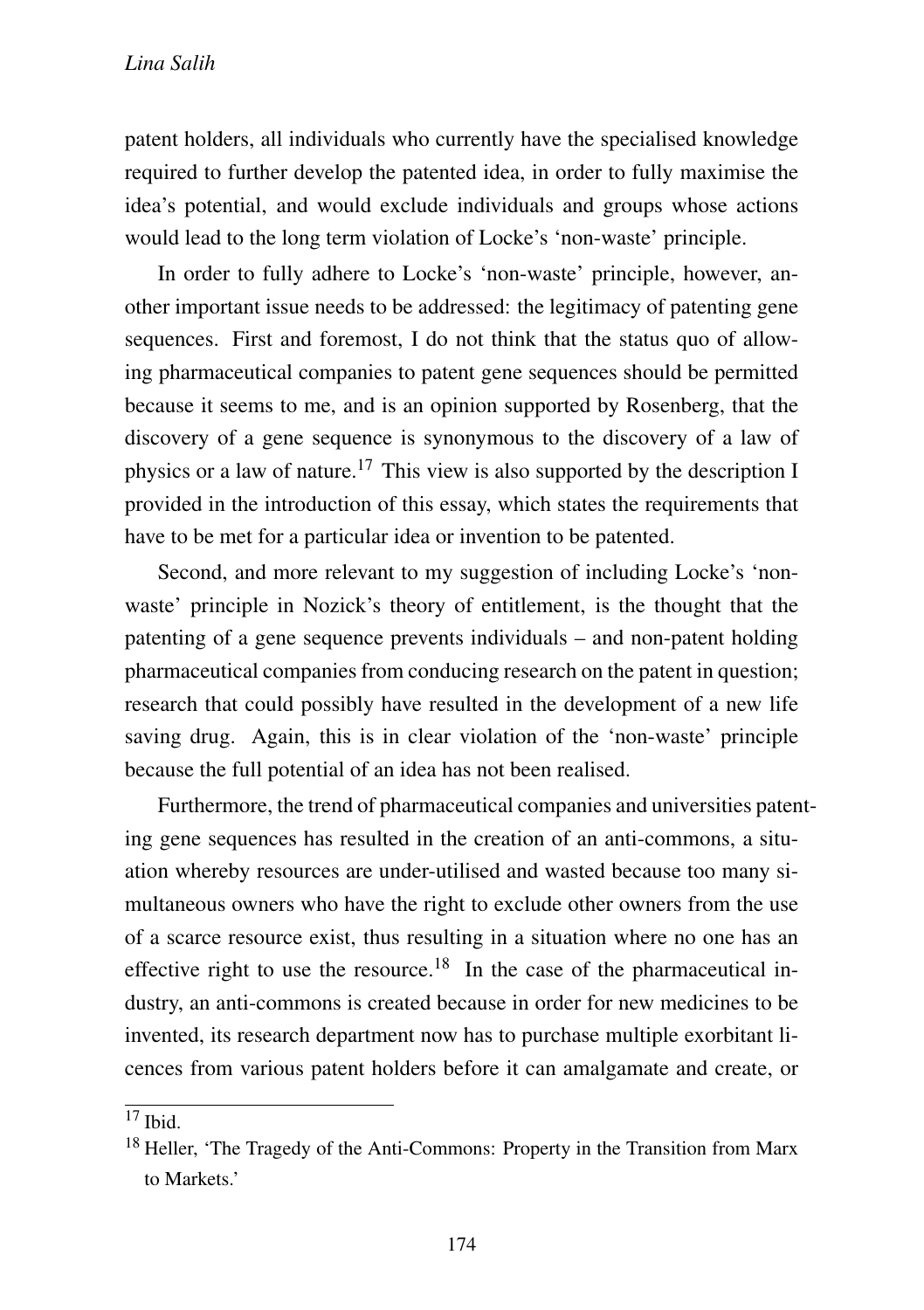patent holders, all individuals who currently have the specialised knowledge required to further develop the patented idea, in order to fully maximise the idea's potential, and would exclude individuals and groups whose actions would lead to the long term violation of Locke's 'non-waste' principle.

In order to fully adhere to Locke's 'non-waste' principle, however, another important issue needs to be addressed: the legitimacy of patenting gene sequences. First and foremost, I do not think that the status quo of allowing pharmaceutical companies to patent gene sequences should be permitted because it seems to me, and is an opinion supported by Rosenberg, that the discovery of a gene sequence is synonymous to the discovery of a law of physics or a law of nature.[17] This view is also supported by the description I provided in the introduction of this essay, which states the requirements that have to be met for a particular idea or invention to be patented.

Second, and more relevant to my suggestion of including Locke's 'non-waste' principle in Nozick's theory of entitlement, is the thought that the patenting of a gene sequence prevents individuals – and non-patent holding pharmaceutical companies from conducing research on the patent in question; research that could possibly have resulted in the development of a new life saving drug. Again, this is in clear violation of the 'non-waste' principle because the full potential of an idea has not been realised.

Furthermore, the trend of pharmaceutical companies and universities patenting gene sequences has resulted in the creation of an anti-commons, a situation whereby resources are under-utilised and wasted because too many simultaneous owners who have the right to exclude other owners from the use of a scarce resource exist, thus resulting in a situation where no one has an effective right to use the resource.[18] In the case of the pharmaceutical industry, an anti-commons is created because in order for new medicines to be invented, its research department now has to purchase multiple exorbitant licences from various patent holders before it can amalgamate and create, or

---

[17] Ibid.

[18] Heller, 'The Tragedy of the Anti-Commons: Property in the Transition from Marx to Markets.'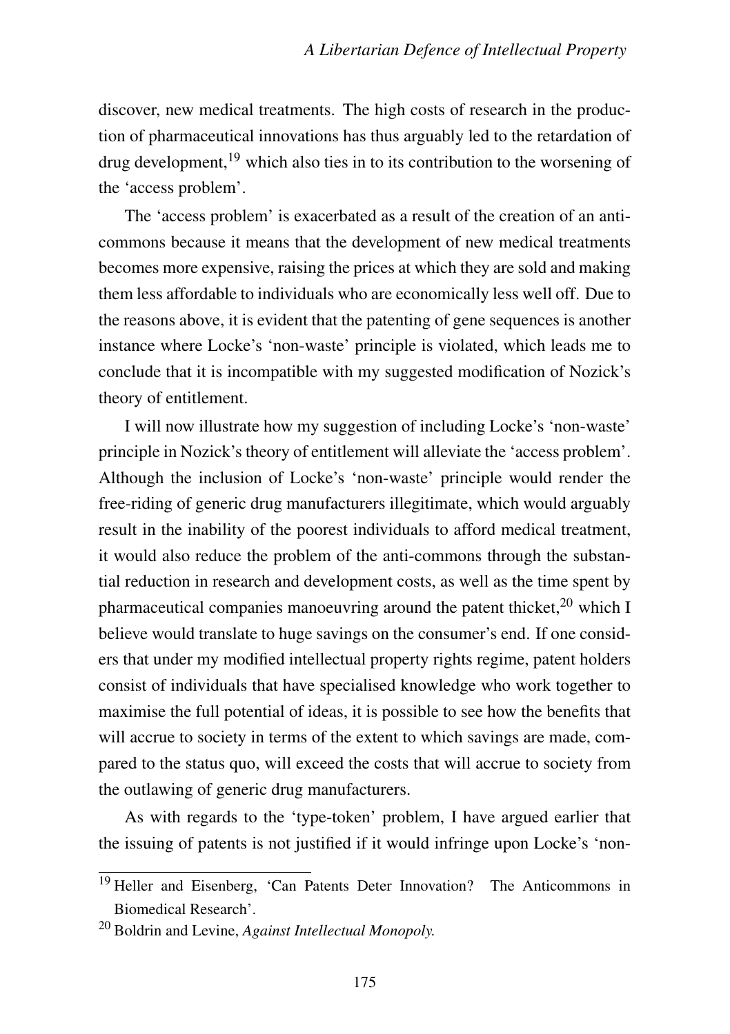discover, new medical treatments. The high costs of research in the production of pharmaceutical innovations has thus arguably led to the retardation of drug development,[19] which also ties in to its contribution to the worsening of the 'access problem'.

The 'access problem' is exacerbated as a result of the creation of an anti-commons because it means that the development of new medical treatments becomes more expensive, raising the prices at which they are sold and making them less affordable to individuals who are economically less well off. Due to the reasons above, it is evident that the patenting of gene sequences is another instance where Locke's 'non-waste' principle is violated, which leads me to conclude that it is incompatible with my suggested modification of Nozick's theory of entitlement.

I will now illustrate how my suggestion of including Locke's 'non-waste' principle in Nozick's theory of entitlement will alleviate the 'access problem'. Although the inclusion of Locke's 'non-waste' principle would render the free-riding of generic drug manufacturers illegitimate, which would arguably result in the inability of the poorest individuals to afford medical treatment, it would also reduce the problem of the anti-commons through the substantial reduction in research and development costs, as well as the time spent by pharmaceutical companies manoeuvring around the patent thicket,[20] which I believe would translate to huge savings on the consumer's end. If one considers that under my modified intellectual property rights regime, patent holders consist of individuals that have specialised knowledge who work together to maximise the full potential of ideas, it is possible to see how the benefits that will accrue to society in terms of the extent to which savings are made, compared to the status quo, will exceed the costs that will accrue to society from the outlawing of generic drug manufacturers.

As with regards to the 'type-token' problem, I have argued earlier that the issuing of patents is not justified if it would infringe upon Locke's 'non-

---

[19] Heller and Eisenberg, 'Can Patents Deter Innovation? The Anticommons in Biomedical Research'.

[20] Boldrin and Levine, *Against Intellectual Monopoly.*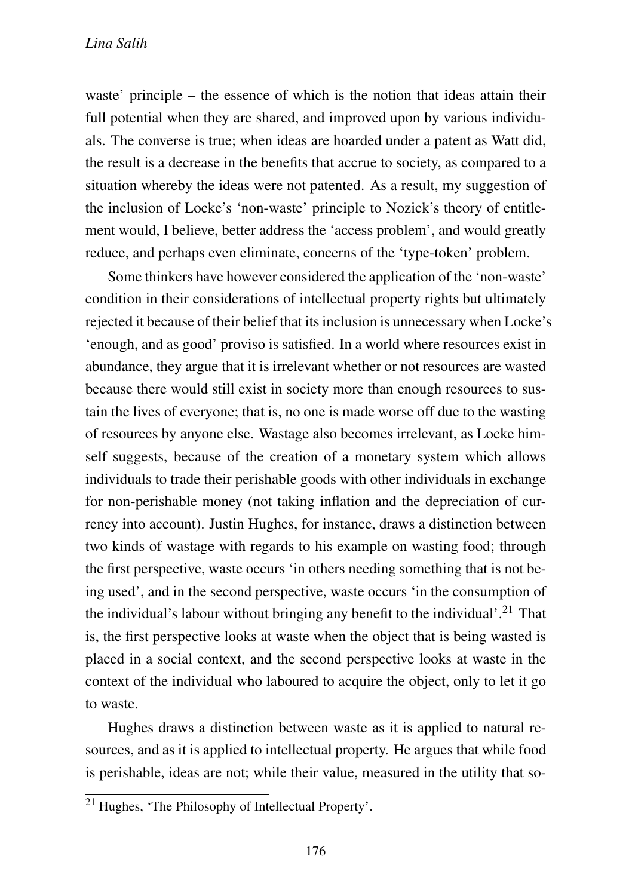waste' principle – the essence of which is the notion that ideas attain their full potential when they are shared, and improved upon by various individuals. The converse is true; when ideas are hoarded under a patent as Watt did, the result is a decrease in the benefits that accrue to society, as compared to a situation whereby the ideas were not patented. As a result, my suggestion of the inclusion of Locke's 'non-waste' principle to Nozick's theory of entitlement would, I believe, better address the 'access problem', and would greatly reduce, and perhaps even eliminate, concerns of the 'type-token' problem.

Some thinkers have however considered the application of the 'non-waste' condition in their considerations of intellectual property rights but ultimately rejected it because of their belief that its inclusion is unnecessary when Locke's 'enough, and as good' proviso is satisfied. In a world where resources exist in abundance, they argue that it is irrelevant whether or not resources are wasted because there would still exist in society more than enough resources to sustain the lives of everyone; that is, no one is made worse off due to the wasting of resources by anyone else. Wastage also becomes irrelevant, as Locke himself suggests, because of the creation of a monetary system which allows individuals to trade their perishable goods with other individuals in exchange for non-perishable money (not taking inflation and the depreciation of currency into account). Justin Hughes, for instance, draws a distinction between two kinds of wastage with regards to his example on wasting food; through the first perspective, waste occurs 'in others needing something that is not being used', and in the second perspective, waste occurs 'in the consumption of the individual's labour without bringing any benefit to the individual'.[21] That is, the first perspective looks at waste when the object that is being wasted is placed in a social context, and the second perspective looks at waste in the context of the individual who laboured to acquire the object, only to let it go to waste.

Hughes draws a distinction between waste as it is applied to natural resources, and as it is applied to intellectual property. He argues that while food is perishable, ideas are not; while their value, measured in the utility that so-

[21] Hughes, 'The Philosophy of Intellectual Property'.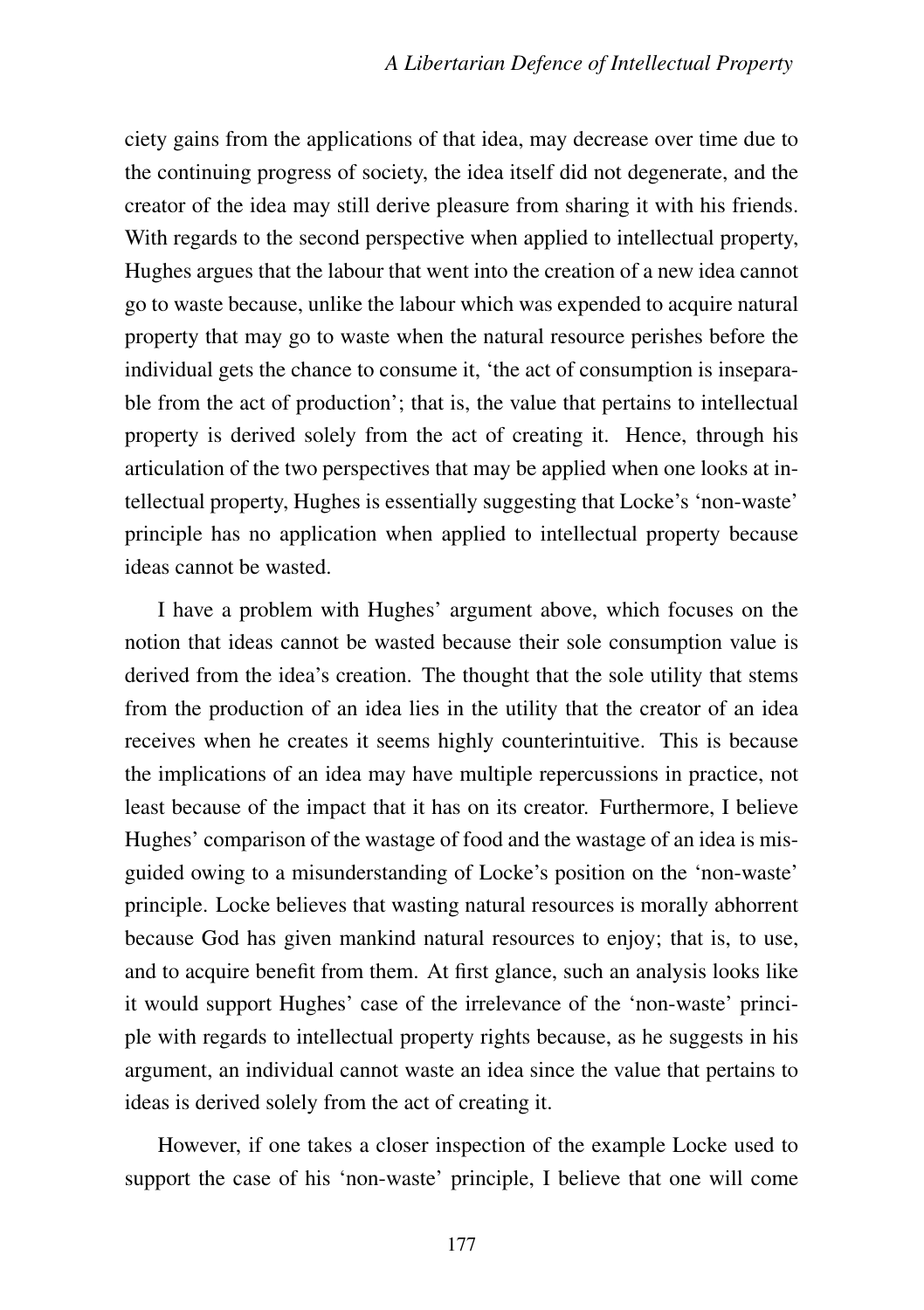ciety gains from the applications of that idea, may decrease over time due to the continuing progress of society, the idea itself did not degenerate, and the creator of the idea may still derive pleasure from sharing it with his friends. With regards to the second perspective when applied to intellectual property, Hughes argues that the labour that went into the creation of a new idea cannot go to waste because, unlike the labour which was expended to acquire natural property that may go to waste when the natural resource perishes before the individual gets the chance to consume it, 'the act of consumption is inseparable from the act of production'; that is, the value that pertains to intellectual property is derived solely from the act of creating it. Hence, through his articulation of the two perspectives that may be applied when one looks at intellectual property, Hughes is essentially suggesting that Locke's 'non-waste' principle has no application when applied to intellectual property because ideas cannot be wasted.

I have a problem with Hughes' argument above, which focuses on the notion that ideas cannot be wasted because their sole consumption value is derived from the idea's creation. The thought that the sole utility that stems from the production of an idea lies in the utility that the creator of an idea receives when he creates it seems highly counterintuitive. This is because the implications of an idea may have multiple repercussions in practice, not least because of the impact that it has on its creator. Furthermore, I believe Hughes' comparison of the wastage of food and the wastage of an idea is misguided owing to a misunderstanding of Locke's position on the 'non-waste' principle. Locke believes that wasting natural resources is morally abhorrent because God has given mankind natural resources to enjoy; that is, to use, and to acquire benefit from them. At first glance, such an analysis looks like it would support Hughes' case of the irrelevance of the 'non-waste' principle with regards to intellectual property rights because, as he suggests in his argument, an individual cannot waste an idea since the value that pertains to ideas is derived solely from the act of creating it.

However, if one takes a closer inspection of the example Locke used to support the case of his 'non-waste' principle, I believe that one will come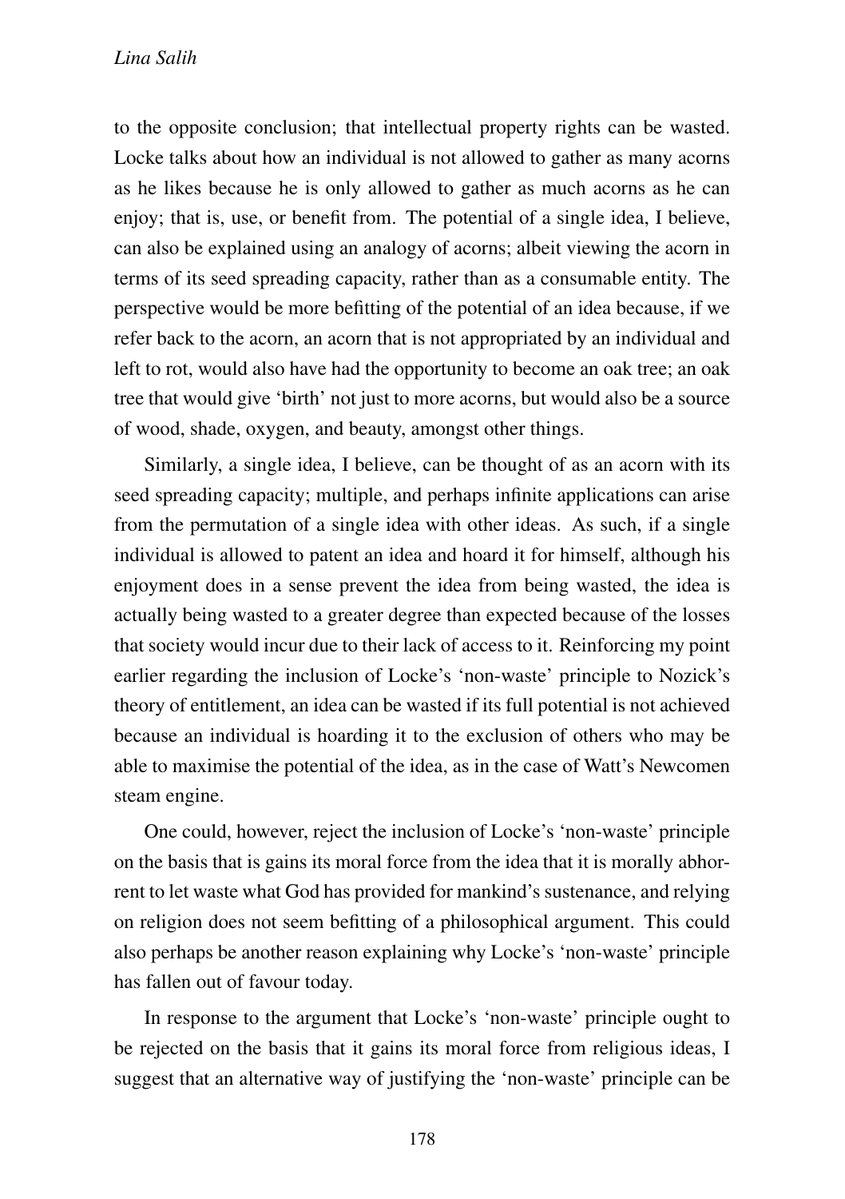to the opposite conclusion; that intellectual property rights can be wasted. Locke talks about how an individual is not allowed to gather as many acorns as he likes because he is only allowed to gather as much acorns as he can enjoy; that is, use, or benefit from. The potential of a single idea, I believe, can also be explained using an analogy of acorns; albeit viewing the acorn in terms of its seed spreading capacity, rather than as a consumable entity. The perspective would be more befitting of the potential of an idea because, if we refer back to the acorn, an acorn that is not appropriated by an individual and left to rot, would also have had the opportunity to become an oak tree; an oak tree that would give 'birth' not just to more acorns, but would also be a source of wood, shade, oxygen, and beauty, amongst other things.

Similarly, a single idea, I believe, can be thought of as an acorn with its seed spreading capacity; multiple, and perhaps infinite applications can arise from the permutation of a single idea with other ideas. As such, if a single individual is allowed to patent an idea and hoard it for himself, although his enjoyment does in a sense prevent the idea from being wasted, the idea is actually being wasted to a greater degree than expected because of the losses that society would incur due to their lack of access to it. Reinforcing my point earlier regarding the inclusion of Locke's 'non-waste' principle to Nozick's theory of entitlement, an idea can be wasted if its full potential is not achieved because an individual is hoarding it to the exclusion of others who may be able to maximise the potential of the idea, as in the case of Watt's Newcomen steam engine.

One could, however, reject the inclusion of Locke's 'non-waste' principle on the basis that is gains its moral force from the idea that it is morally abhorrent to let waste what God has provided for mankind's sustenance, and relying on religion does not seem befitting of a philosophical argument. This could also perhaps be another reason explaining why Locke's 'non-waste' principle has fallen out of favour today.

In response to the argument that Locke's 'non-waste' principle ought to be rejected on the basis that it gains its moral force from religious ideas, I suggest that an alternative way of justifying the 'non-waste' principle can be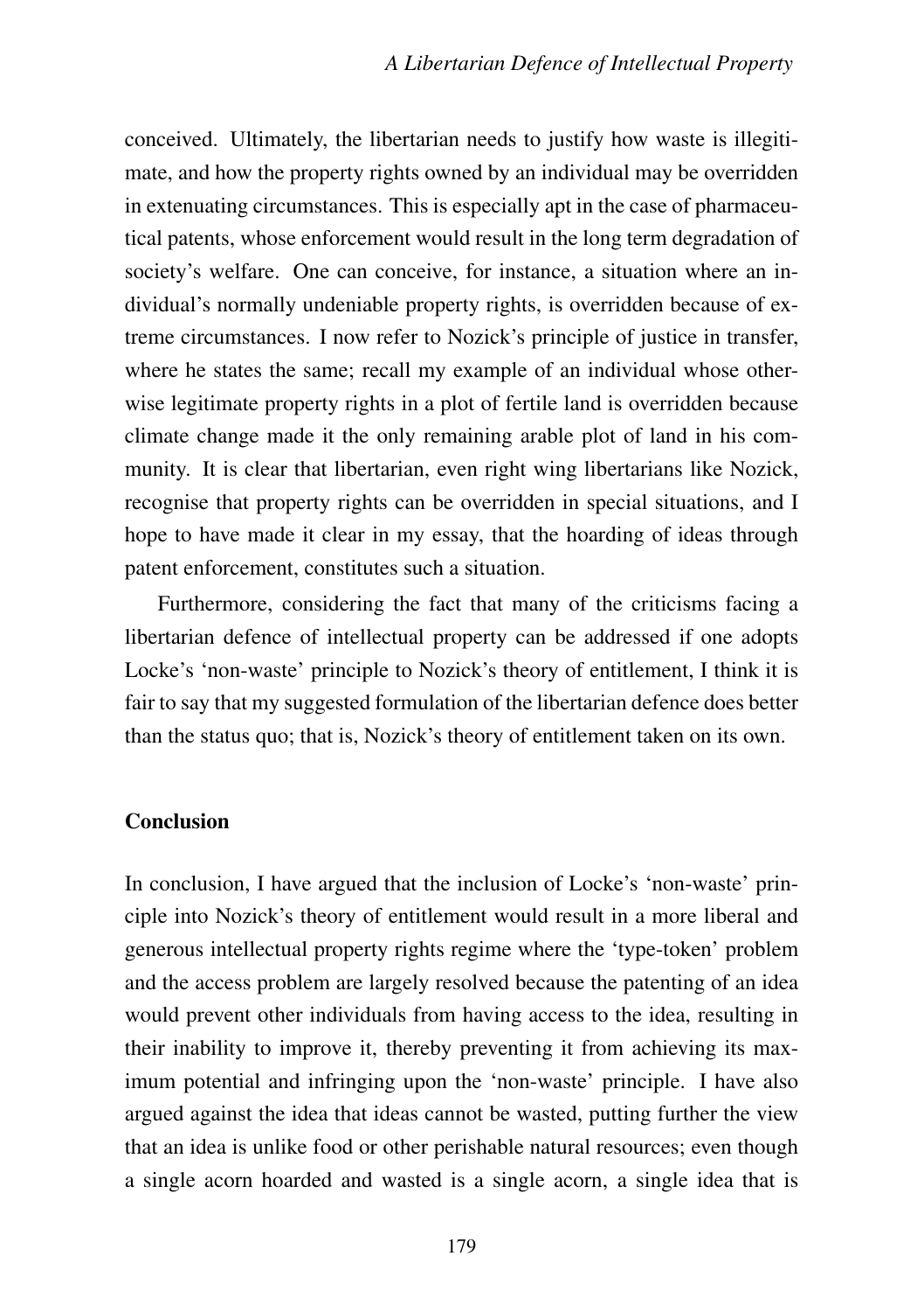conceived. Ultimately, the libertarian needs to justify how waste is illegitimate, and how the property rights owned by an individual may be overridden in extenuating circumstances. This is especially apt in the case of pharmaceutical patents, whose enforcement would result in the long term degradation of society's welfare. One can conceive, for instance, a situation where an individual's normally undeniable property rights, is overridden because of extreme circumstances. I now refer to Nozick's principle of justice in transfer, where he states the same; recall my example of an individual whose otherwise legitimate property rights in a plot of fertile land is overridden because climate change made it the only remaining arable plot of land in his community. It is clear that libertarian, even right wing libertarians like Nozick, recognise that property rights can be overridden in special situations, and I hope to have made it clear in my essay, that the hoarding of ideas through patent enforcement, constitutes such a situation.

Furthermore, considering the fact that many of the criticisms facing a libertarian defence of intellectual property can be addressed if one adopts Locke's 'non-waste' principle to Nozick's theory of entitlement, I think it is fair to say that my suggested formulation of the libertarian defence does better than the status quo; that is, Nozick's theory of entitlement taken on its own.

## Conclusion

In conclusion, I have argued that the inclusion of Locke's 'non-waste' principle into Nozick's theory of entitlement would result in a more liberal and generous intellectual property rights regime where the 'type-token' problem and the access problem are largely resolved because the patenting of an idea would prevent other individuals from having access to the idea, resulting in their inability to improve it, thereby preventing it from achieving its maximum potential and infringing upon the 'non-waste' principle. I have also argued against the idea that ideas cannot be wasted, putting further the view that an idea is unlike food or other perishable natural resources; even though a single acorn hoarded and wasted is a single acorn, a single idea that is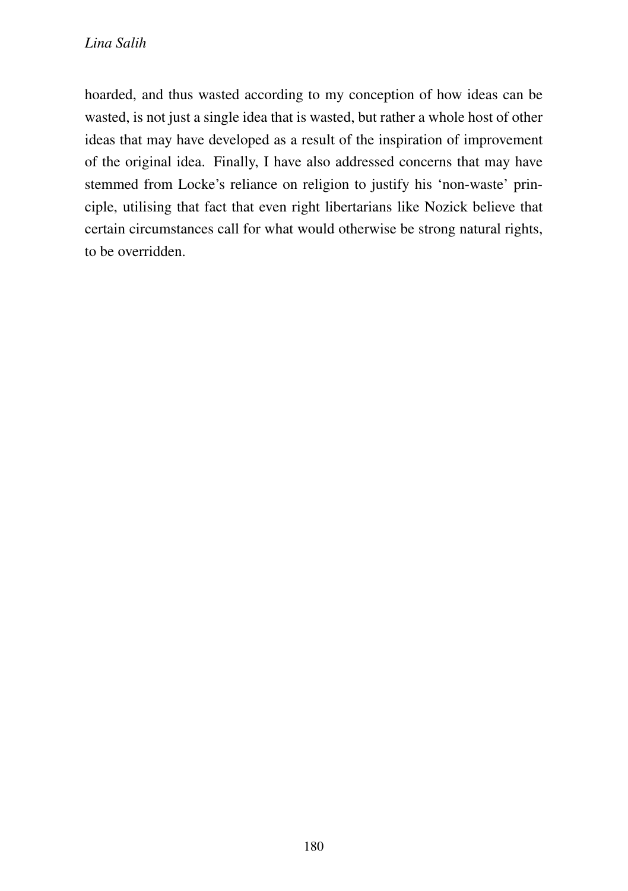hoarded, and thus wasted according to my conception of how ideas can be wasted, is not just a single idea that is wasted, but rather a whole host of other ideas that may have developed as a result of the inspiration of improvement of the original idea. Finally, I have also addressed concerns that may have stemmed from Locke's reliance on religion to justify his 'non-waste' principle, utilising that fact that even right libertarians like Nozick believe that certain circumstances call for what would otherwise be strong natural rights, to be overridden.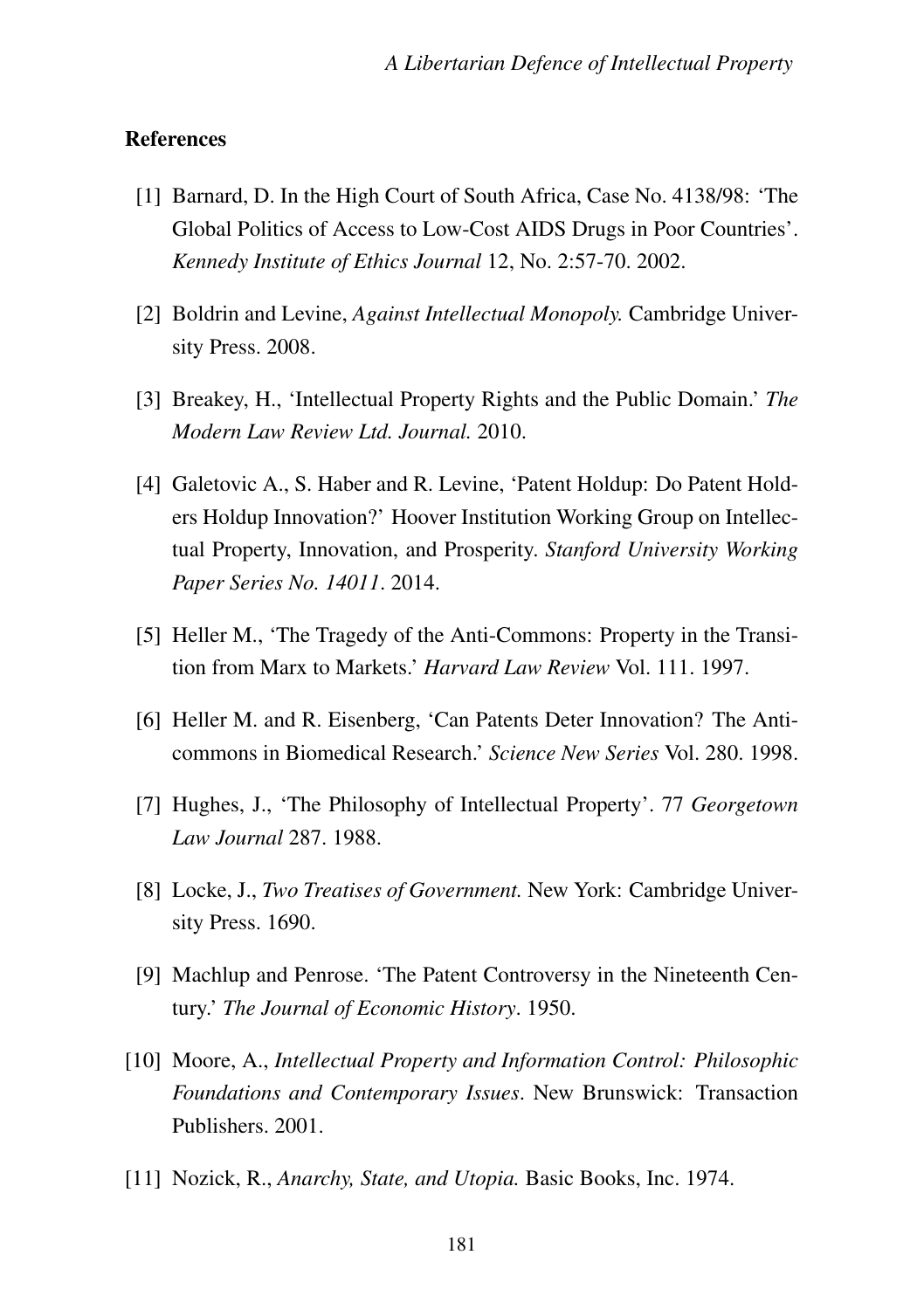## References

[1] Barnard, D. In the High Court of South Africa, Case No. 4138/98: 'The Global Politics of Access to Low-Cost AIDS Drugs in Poor Countries'. *Kennedy Institute of Ethics Journal* 12, No. 2:57-70. 2002.

[2] Boldrin and Levine, *Against Intellectual Monopoly.* Cambridge University Press. 2008.

[3] Breakey, H., 'Intellectual Property Rights and the Public Domain.' *The Modern Law Review Ltd. Journal.* 2010.

[4] Galetovic A., S. Haber and R. Levine, 'Patent Holdup: Do Patent Holders Holdup Innovation?' Hoover Institution Working Group on Intellectual Property, Innovation, and Prosperity. *Stanford University Working Paper Series No. 14011*. 2014.

[5] Heller M., 'The Tragedy of the Anti-Commons: Property in the Transition from Marx to Markets.' *Harvard Law Review* Vol. 111. 1997.

[6] Heller M. and R. Eisenberg, 'Can Patents Deter Innovation? The Anticommons in Biomedical Research.' *Science New Series* Vol. 280. 1998.

[7] Hughes, J., 'The Philosophy of Intellectual Property'. 77 *Georgetown Law Journal* 287. 1988.

[8] Locke, J., *Two Treatises of Government.* New York: Cambridge University Press. 1690.

[9] Machlup and Penrose. 'The Patent Controversy in the Nineteenth Century.' *The Journal of Economic History*. 1950.

[10] Moore, A., *Intellectual Property and Information Control: Philosophic Foundations and Contemporary Issues*. New Brunswick: Transaction Publishers. 2001.

[11] Nozick, R., *Anarchy, State, and Utopia.* Basic Books, Inc. 1974.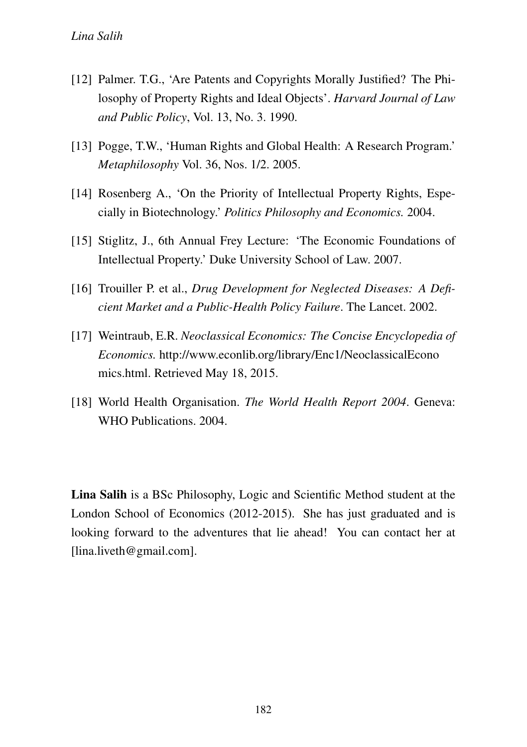[12] Palmer. T.G., 'Are Patents and Copyrights Morally Justified? The Philosophy of Property Rights and Ideal Objects'. *Harvard Journal of Law and Public Policy*, Vol. 13, No. 3. 1990.

[13] Pogge, T.W., 'Human Rights and Global Health: A Research Program.' *Metaphilosophy* Vol. 36, Nos. 1/2. 2005.

[14] Rosenberg A., 'On the Priority of Intellectual Property Rights, Especially in Biotechnology.' *Politics Philosophy and Economics.* 2004.

[15] Stiglitz, J., 6th Annual Frey Lecture: 'The Economic Foundations of Intellectual Property.' Duke University School of Law. 2007.

[16] Trouiller P. et al., *Drug Development for Neglected Diseases: A Deficient Market and a Public-Health Policy Failure*. The Lancet. 2002.

[17] Weintraub, E.R. *Neoclassical Economics: The Concise Encyclopedia of Economics.* http://www.econlib.org/library/Enc1/NeoclassicalEconomics.html. Retrieved May 18, 2015.

[18] World Health Organisation. *The World Health Report 2004*. Geneva: WHO Publications. 2004.

**Lina Salih** is a BSc Philosophy, Logic and Scientific Method student at the London School of Economics (2012-2015). She has just graduated and is looking forward to the adventures that lie ahead! You can contact her at [lina.liveth@gmail.com].